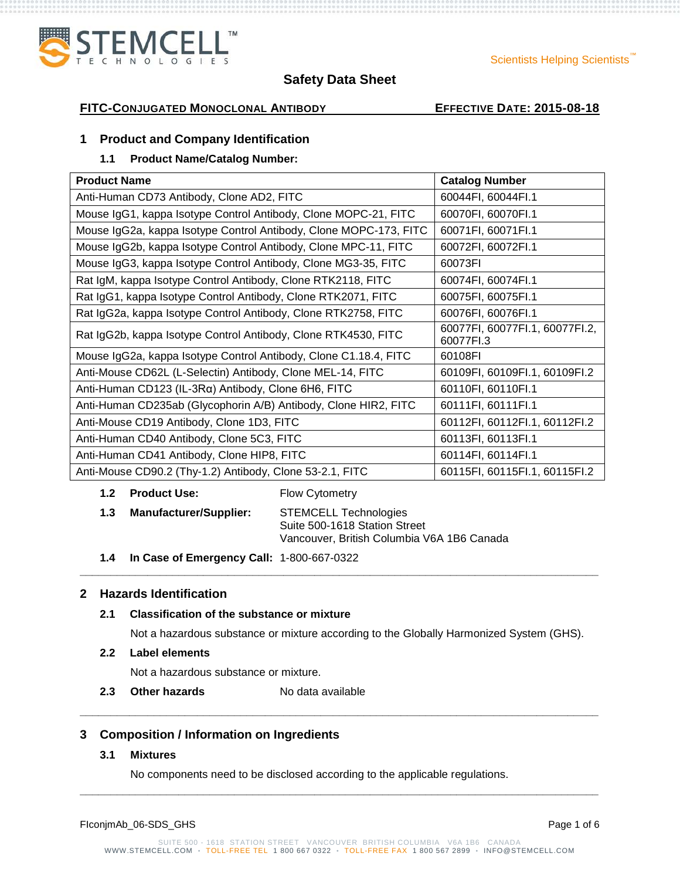# Safety Data Sheet

**FITC-CONJUGATED MONOCLONAL ANTIBODY** **EFFECTIVE DATE: 2015-08-18**

## 1 Product and Company Identification

### 1.1 Product Name/Catalog Number:

| Product Name | Catalog Number |
|---|---|
| Anti-Human CD73 Antibody, Clone AD2, FITC | 60044FI, 60044FI.1 |
| Mouse IgG1, kappa Isotype Control Antibody, Clone MOPC-21, FITC | 60070FI, 60070FI.1 |
| Mouse IgG2a, kappa Isotype Control Antibody, Clone MOPC-173, FITC | 60071FI, 60071FI.1 |
| Mouse IgG2b, kappa Isotype Control Antibody, Clone MPC-11, FITC | 60072FI, 60072FI.1 |
| Mouse IgG3, kappa Isotype Control Antibody, Clone MG3-35, FITC | 60073FI |
| Rat IgM, kappa Isotype Control Antibody, Clone RTK2118, FITC | 60074FI, 60074FI.1 |
| Rat IgG1, kappa Isotype Control Antibody, Clone RTK2071, FITC | 60075FI, 60075FI.1 |
| Rat IgG2a, kappa Isotype Control Antibody, Clone RTK2758, FITC | 60076FI, 60076FI.1 |
| Rat IgG2b, kappa Isotype Control Antibody, Clone RTK4530, FITC | 60077FI, 60077FI.1, 60077FI.2, 60077FI.3 |
| Mouse IgG2a, kappa Isotype Control Antibody, Clone C1.18.4, FITC | 60108FI |
| Anti-Mouse CD62L (L-Selectin) Antibody, Clone MEL-14, FITC | 60109FI, 60109FI.1, 60109FI.2 |
| Anti-Human CD123 (IL-3Rα) Antibody, Clone 6H6, FITC | 60110FI, 60110FI.1 |
| Anti-Human CD235ab (Glycophorin A/B) Antibody, Clone HIR2, FITC | 60111FI, 60111FI.1 |
| Anti-Mouse CD19 Antibody, Clone 1D3, FITC | 60112FI, 60112FI.1, 60112FI.2 |
| Anti-Human CD40 Antibody, Clone 5C3, FITC | 60113FI, 60113FI.1 |
| Anti-Human CD41 Antibody, Clone HIP8, FITC | 60114FI, 60114FI.1 |
| Anti-Mouse CD90.2 (Thy-1.2) Antibody, Clone 53-2.1, FITC | 60115FI, 60115FI.1, 60115FI.2 |

**1.2 Product Use:** Flow Cytometry

**1.3 Manufacturer/Supplier:** STEMCELL Technologies
Suite 500-1618 Station Street
Vancouver, British Columbia V6A 1B6 Canada

**1.4 In Case of Emergency Call:** 1-800-667-0322

## 2 Hazards Identification

### 2.1 Classification of the substance or mixture

Not a hazardous substance or mixture according to the Globally Harmonized System (GHS).

### 2.2 Label elements

Not a hazardous substance or mixture.

**2.3 Other hazards** No data available

## 3 Composition / Information on Ingredients

### 3.1 Mixtures

No components need to be disclosed according to the applicable regulations.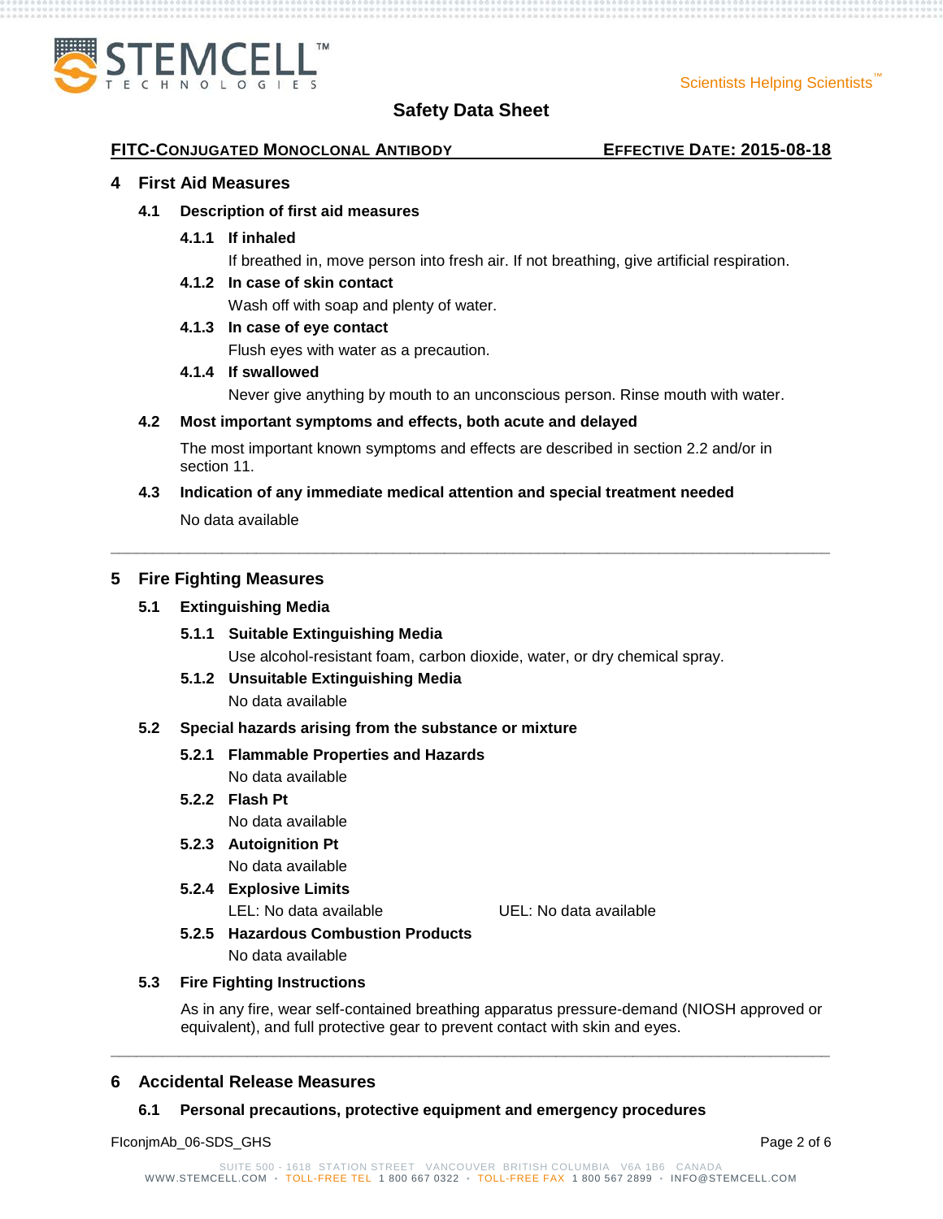## 4 First Aid Measures

### 4.1 Description of first aid measures

#### 4.1.1 If inhaled

If breathed in, move person into fresh air. If not breathing, give artificial respiration.

#### 4.1.2 In case of skin contact

Wash off with soap and plenty of water.

#### 4.1.3 In case of eye contact

Flush eyes with water as a precaution.

#### 4.1.4 If swallowed

Never give anything by mouth to an unconscious person. Rinse mouth with water.

### 4.2 Most important symptoms and effects, both acute and delayed

The most important known symptoms and effects are described in section 2.2 and/or in section 11.

### 4.3 Indication of any immediate medical attention and special treatment needed

No data available

---

## 5 Fire Fighting Measures

### 5.1 Extinguishing Media

#### 5.1.1 Suitable Extinguishing Media

Use alcohol-resistant foam, carbon dioxide, water, or dry chemical spray.

#### 5.1.2 Unsuitable Extinguishing Media

No data available

### 5.2 Special hazards arising from the substance or mixture

#### 5.2.1 Flammable Properties and Hazards

No data available

#### 5.2.2 Flash Pt

No data available

#### 5.2.3 Autoignition Pt

No data available

#### 5.2.4 Explosive Limits

LEL: No data available UEL: No data available

#### 5.2.5 Hazardous Combustion Products

No data available

### 5.3 Fire Fighting Instructions

As in any fire, wear self-contained breathing apparatus pressure-demand (NIOSH approved or equivalent), and full protective gear to prevent contact with skin and eyes.

---

## 6 Accidental Release Measures

### 6.1 Personal precautions, protective equipment and emergency procedures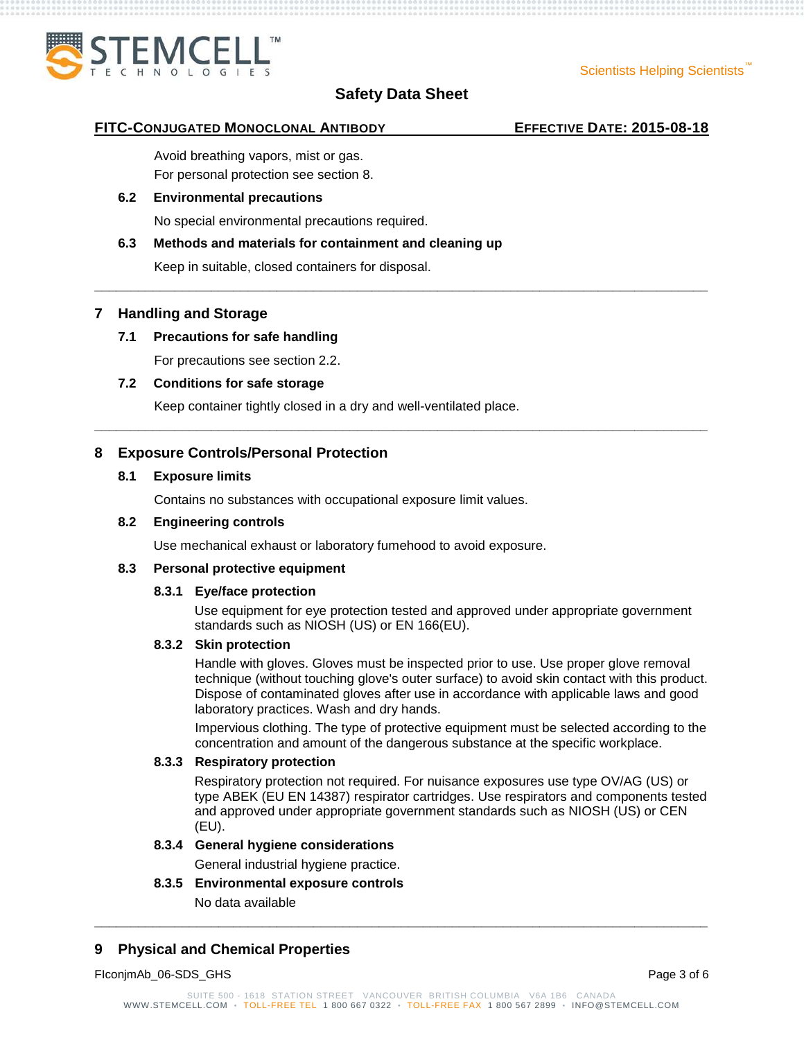Avoid breathing vapors, mist or gas.
For personal protection see section 8.

### 6.2 Environmental precautions

No special environmental precautions required.

### 6.3 Methods and materials for containment and cleaning up

Keep in suitable, closed containers for disposal.

## 7 Handling and Storage

### 7.1 Precautions for safe handling

For precautions see section 2.2.

### 7.2 Conditions for safe storage

Keep container tightly closed in a dry and well-ventilated place.

## 8 Exposure Controls/Personal Protection

### 8.1 Exposure limits

Contains no substances with occupational exposure limit values.

### 8.2 Engineering controls

Use mechanical exhaust or laboratory fumehood to avoid exposure.

### 8.3 Personal protective equipment

#### 8.3.1 Eye/face protection

Use equipment for eye protection tested and approved under appropriate government standards such as NIOSH (US) or EN 166(EU).

#### 8.3.2 Skin protection

Handle with gloves. Gloves must be inspected prior to use. Use proper glove removal technique (without touching glove's outer surface) to avoid skin contact with this product. Dispose of contaminated gloves after use in accordance with applicable laws and good laboratory practices. Wash and dry hands.

Impervious clothing. The type of protective equipment must be selected according to the concentration and amount of the dangerous substance at the specific workplace.

#### 8.3.3 Respiratory protection

Respiratory protection not required. For nuisance exposures use type OV/AG (US) or type ABEK (EU EN 14387) respirator cartridges. Use respirators and components tested and approved under appropriate government standards such as NIOSH (US) or CEN (EU).

#### 8.3.4 General hygiene considerations

General industrial hygiene practice.

#### 8.3.5 Environmental exposure controls

No data available

## 9 Physical and Chemical Properties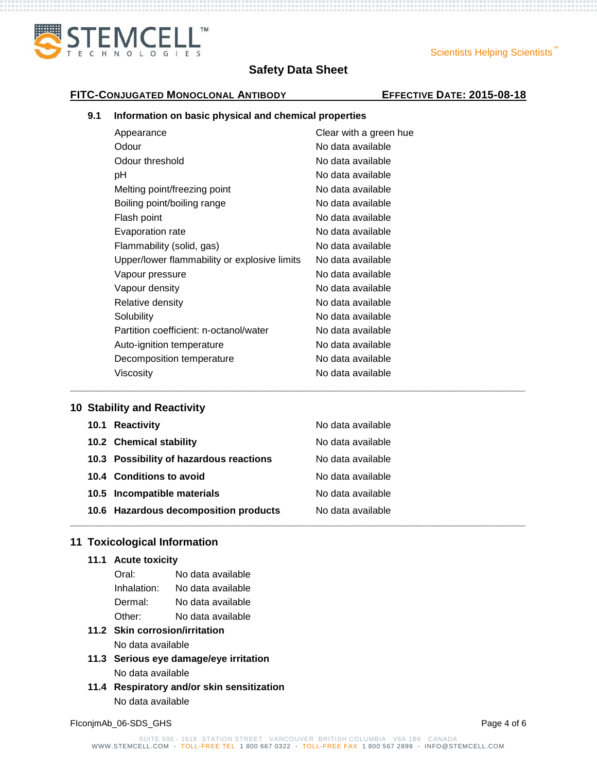### 9.1 Information on basic physical and chemical properties

| Property | Value |
|---|---|
| Appearance | Clear with a green hue |
| Odour | No data available |
| Odour threshold | No data available |
| pH | No data available |
| Melting point/freezing point | No data available |
| Boiling point/boiling range | No data available |
| Flash point | No data available |
| Evaporation rate | No data available |
| Flammability (solid, gas) | No data available |
| Upper/lower flammability or explosive limits | No data available |
| Vapour pressure | No data available |
| Vapour density | No data available |
| Relative density | No data available |
| Solubility | No data available |
| Partition coefficient: n-octanol/water | No data available |
| Auto-ignition temperature | No data available |
| Decomposition temperature | No data available |
| Viscosity | No data available |

---

## 10 Stability and Reactivity

| | |
|---|---|
| **10.1 Reactivity** | No data available |
| **10.2 Chemical stability** | No data available |
| **10.3 Possibility of hazardous reactions** | No data available |
| **10.4 Conditions to avoid** | No data available |
| **10.5 Incompatible materials** | No data available |
| **10.6 Hazardous decomposition products** | No data available |

---

## 11 Toxicological Information

### 11.1 Acute toxicity

| | |
|---|---|
| Oral: | No data available |
| Inhalation: | No data available |
| Dermal: | No data available |
| Other: | No data available |

### 11.2 Skin corrosion/irritation

No data available

### 11.3 Serious eye damage/eye irritation

No data available

### 11.4 Respiratory and/or skin sensitization

No data available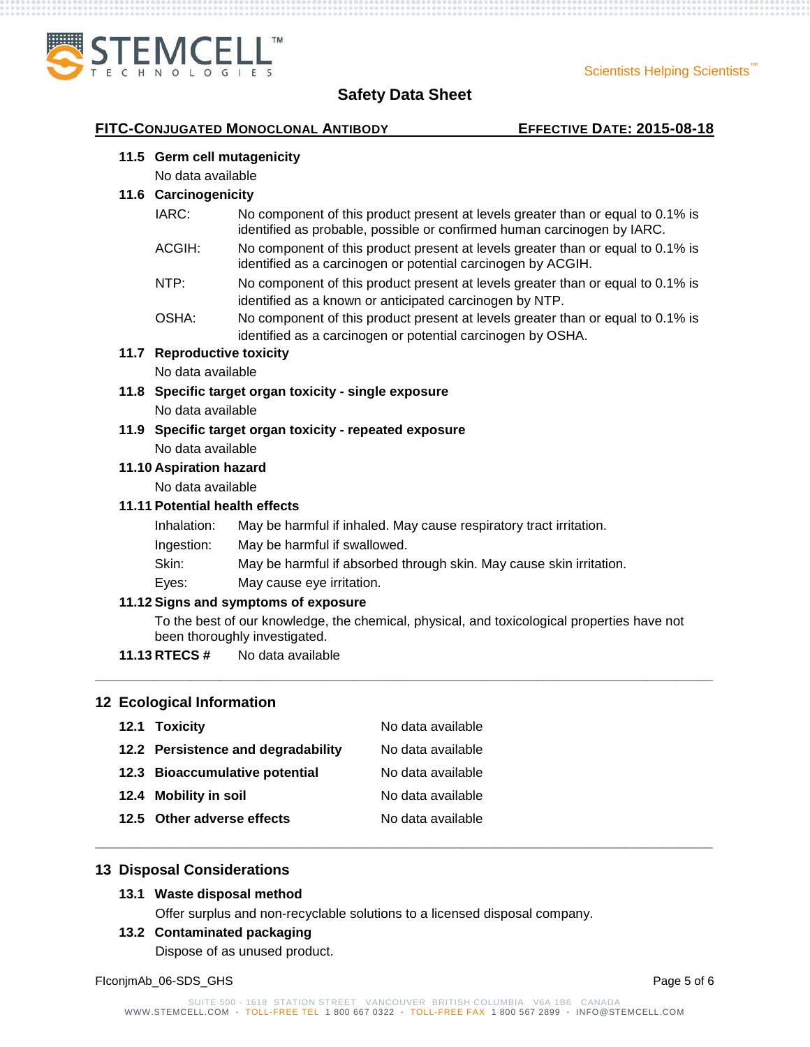### 11.5 Germ cell mutagenicity

No data available

### 11.6 Carcinogenicity

| | |
|---|---|
| IARC: | No component of this product present at levels greater than or equal to 0.1% is identified as probable, possible or confirmed human carcinogen by IARC. |
| ACGIH: | No component of this product present at levels greater than or equal to 0.1% is identified as a carcinogen or potential carcinogen by ACGIH. |
| NTP: | No component of this product present at levels greater than or equal to 0.1% is identified as a known or anticipated carcinogen by NTP. |
| OSHA: | No component of this product present at levels greater than or equal to 0.1% is identified as a carcinogen or potential carcinogen by OSHA. |

### 11.7 Reproductive toxicity

No data available

### 11.8 Specific target organ toxicity - single exposure

No data available

### 11.9 Specific target organ toxicity - repeated exposure

No data available

### 11.10 Aspiration hazard

No data available

### 11.11 Potential health effects

| | |
|---|---|
| Inhalation: | May be harmful if inhaled. May cause respiratory tract irritation. |
| Ingestion: | May be harmful if swallowed. |
| Skin: | May be harmful if absorbed through skin. May cause skin irritation. |
| Eyes: | May cause eye irritation. |

### 11.12 Signs and symptoms of exposure

To the best of our knowledge, the chemical, physical, and toxicological properties have not been thoroughly investigated.

**11.13 RTECS #** No data available

## 12 Ecological Information

| | |
|---|---|
| **12.1 Toxicity** | No data available |
| **12.2 Persistence and degradability** | No data available |
| **12.3 Bioaccumulative potential** | No data available |
| **12.4 Mobility in soil** | No data available |
| **12.5 Other adverse effects** | No data available |

## 13 Disposal Considerations

### 13.1 Waste disposal method

Offer surplus and non-recyclable solutions to a licensed disposal company.

### 13.2 Contaminated packaging

Dispose of as unused product.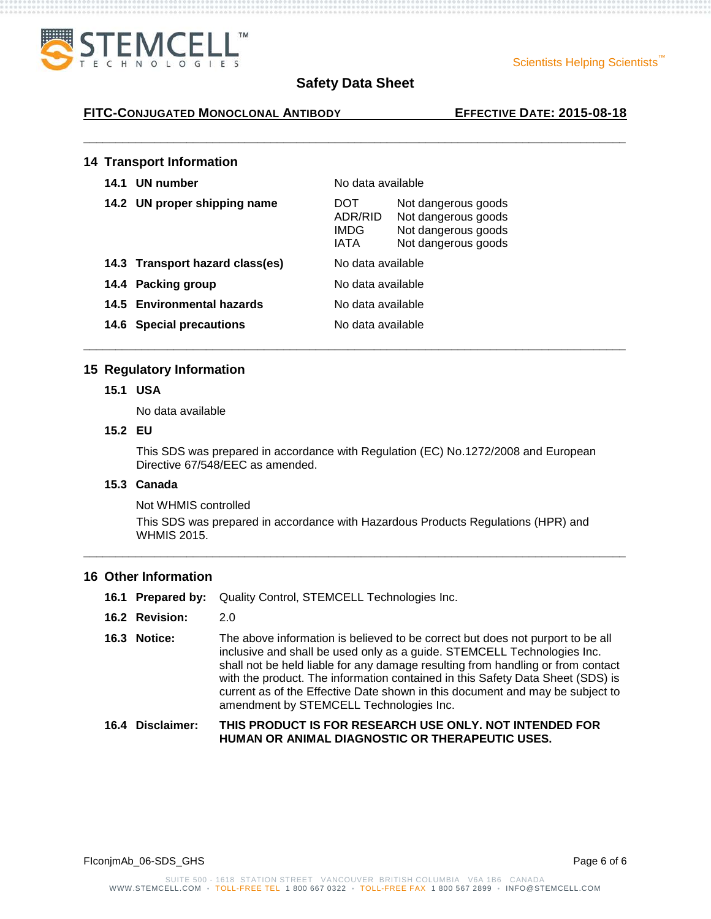## 14 Transport Information

**14.1 UN number** No data available

**14.2 UN proper shipping name**

| | |
|---|---|
| DOT | Not dangerous goods |
| ADR/RID | Not dangerous goods |
| IMDG | Not dangerous goods |
| IATA | Not dangerous goods |

**14.3 Transport hazard class(es)** No data available

**14.4 Packing group** No data available

**14.5 Environmental hazards** No data available

**14.6 Special precautions** No data available

## 15 Regulatory Information

### 15.1 USA

No data available

### 15.2 EU

This SDS was prepared in accordance with Regulation (EC) No.1272/2008 and European Directive 67/548/EEC as amended.

### 15.3 Canada

Not WHMIS controlled

This SDS was prepared in accordance with Hazardous Products Regulations (HPR) and WHMIS 2015.

## 16 Other Information

**16.1 Prepared by:** Quality Control, STEMCELL Technologies Inc.

**16.2 Revision:** 2.0

**16.3 Notice:** The above information is believed to be correct but does not purport to be all inclusive and shall be used only as a guide. STEMCELL Technologies Inc. shall not be held liable for any damage resulting from handling or from contact with the product. The information contained in this Safety Data Sheet (SDS) is current as of the Effective Date shown in this document and may be subject to amendment by STEMCELL Technologies Inc.

**16.4 Disclaimer:** **THIS PRODUCT IS FOR RESEARCH USE ONLY. NOT INTENDED FOR HUMAN OR ANIMAL DIAGNOSTIC OR THERAPEUTIC USES.**